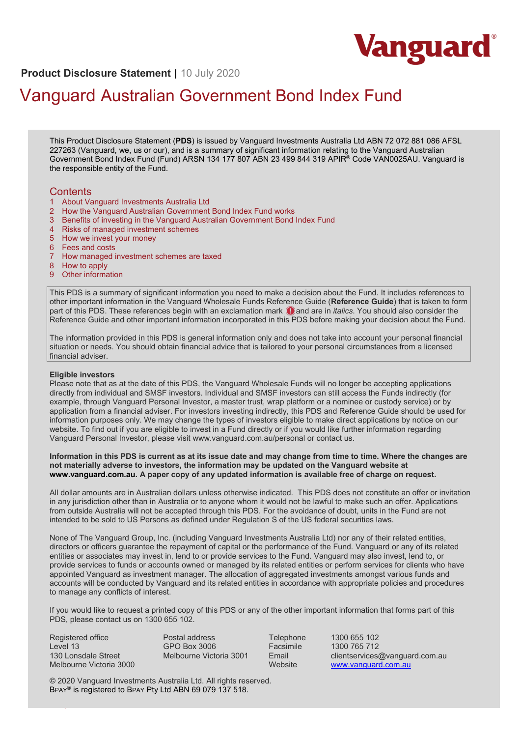**Product Disclosure Statement** | 10 July 2020

# Vanguard Australian Government Bond Index Fund

This Product Disclosure Statement (**PDS**) is issued by Vanguard Investments Australia Ltd ABN 72 072 881 086 AFSL 227263 (Vanguard, we, us or our), and is a summary of significant information relating to the Vanguard Australian Government Bond Index Fund (Fund) ARSN 134 177 807 ABN 23 499 844 319 APIR® Code VAN0025AU. Vanguard is the responsible entity of the Fund.

## Contents

1 About Vanguard Investments Australia Ltd
2 How the Vanguard Australian Government Bond Index Fund works
3 Benefits of investing in the Vanguard Australian Government Bond Index Fund
4 Risks of managed investment schemes
5 How we invest your money
6 Fees and costs
7 How managed investment schemes are taxed
8 How to apply
9 Other information

This PDS is a summary of significant information you need to make a decision about the Fund. It includes references to other important information in the Vanguard Wholesale Funds Reference Guide (**Reference Guide**) that is taken to form part of this PDS. These references begin with an exclamation mark ! and are in *italics*. You should also consider the Reference Guide and other important information incorporated in this PDS before making your decision about the Fund.

The information provided in this PDS is general information only and does not take into account your personal financial situation or needs. You should obtain financial advice that is tailored to your personal circumstances from a licensed financial adviser.

**Eligible investors**
Please note that as at the date of this PDS, the Vanguard Wholesale Funds will no longer be accepting applications directly from individual and SMSF investors. Individual and SMSF investors can still access the Funds indirectly (for example, through Vanguard Personal Investor, a master trust, wrap platform or a nominee or custody service) or by application from a financial adviser. For investors investing indirectly, this PDS and Reference Guide should be used for information purposes only. We may change the types of investors eligible to make direct applications by notice on our website. To find out if you are eligible to invest in a Fund directly or if you would like further information regarding Vanguard Personal Investor, please visit www.vanguard.com.au/personal or contact us.

**Information in this PDS is current as at its issue date and may change from time to time. Where the changes are not materially adverse to investors, the information may be updated on the Vanguard website at www.vanguard.com.au. A paper copy of any updated information is available free of charge on request.**

All dollar amounts are in Australian dollars unless otherwise indicated. This PDS does not constitute an offer or invitation in any jurisdiction other than in Australia or to anyone whom it would not be lawful to make such an offer. Applications from outside Australia will not be accepted through this PDS. For the avoidance of doubt, units in the Fund are not intended to be sold to US Persons as defined under Regulation S of the US federal securities laws.

None of The Vanguard Group, Inc. (including Vanguard Investments Australia Ltd) nor any of their related entities, directors or officers guarantee the repayment of capital or the performance of the Fund. Vanguard or any of its related entities or associates may invest in, lend to or provide services to the Fund. Vanguard may also invest, lend to, or provide services to funds or accounts owned or managed by its related entities or perform services for clients who have appointed Vanguard as investment manager. The allocation of aggregated investments amongst various funds and accounts will be conducted by Vanguard and its related entities in accordance with appropriate policies and procedures to manage any conflicts of interest.

If you would like to request a printed copy of this PDS or any of the other important information that forms part of this PDS, please contact us on 1300 655 102.

Registered office
Level 13
130 Lonsdale Street
Melbourne Victoria 3000

Postal address
GPO Box 3006
Melbourne Victoria 3001

Telephone 1300 655 102
Facsimile 1300 765 712
Email clientservices@vanguard.com.au
Website www.vanguard.com.au

© 2020 Vanguard Investments Australia Ltd. All rights reserved.
BPAY® is registered to BPAY Pty Ltd ABN 69 079 137 518.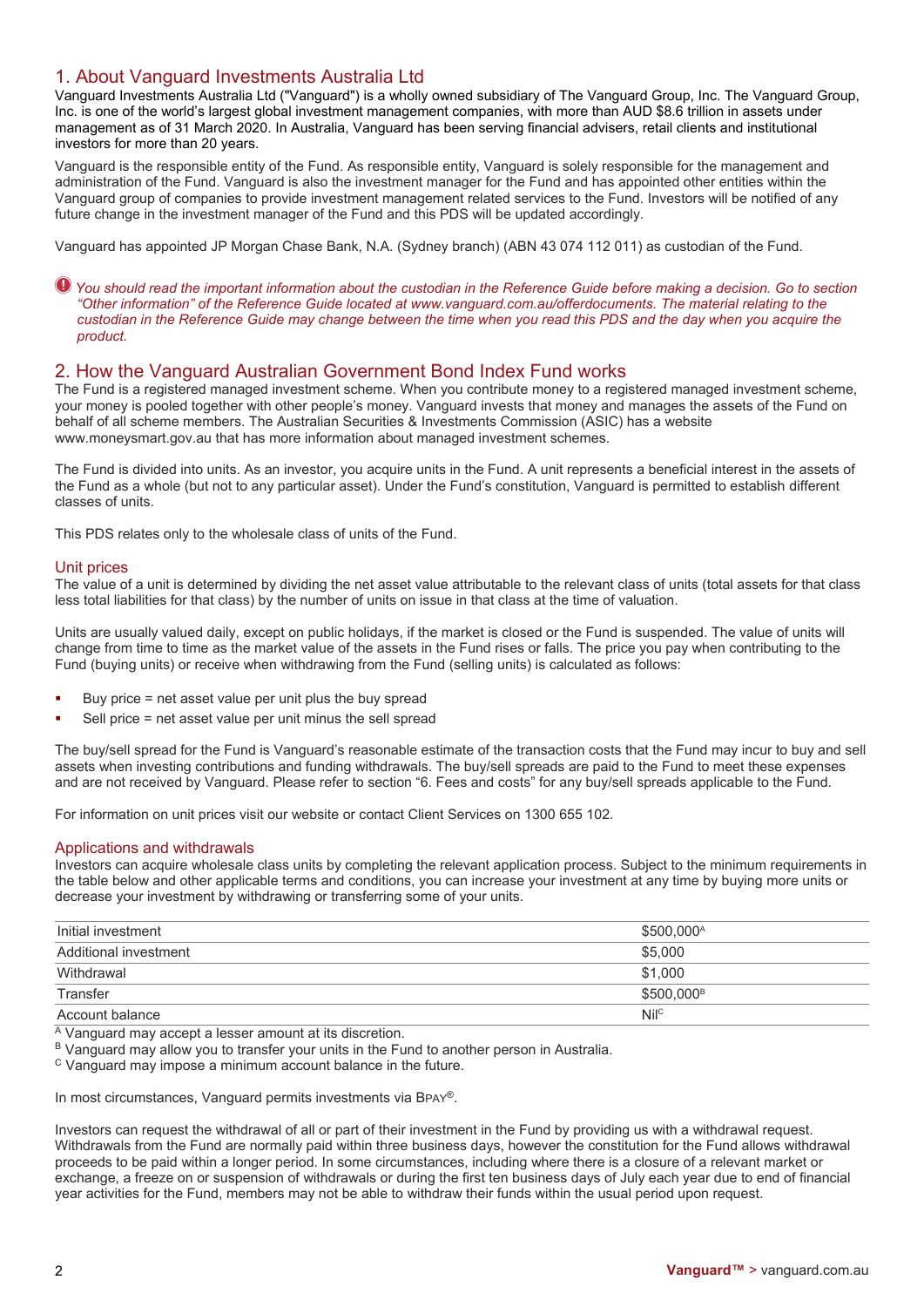## 1. About Vanguard Investments Australia Ltd

Vanguard Investments Australia Ltd ("Vanguard") is a wholly owned subsidiary of The Vanguard Group, Inc. The Vanguard Group, Inc. is one of the world's largest global investment management companies, with more than AUD $8.6 trillion in assets under management as of 31 March 2020. In Australia, Vanguard has been serving financial advisers, retail clients and institutional investors for more than 20 years.

Vanguard is the responsible entity of the Fund. As responsible entity, Vanguard is solely responsible for the management and administration of the Fund. Vanguard is also the investment manager for the Fund and has appointed other entities within the Vanguard group of companies to provide investment management related services to the Fund. Investors will be notified of any future change in the investment manager of the Fund and this PDS will be updated accordingly.

Vanguard has appointed JP Morgan Chase Bank, N.A. (Sydney branch) (ABN 43 074 112 011) as custodian of the Fund.

*You should read the important information about the custodian in the Reference Guide before making a decision. Go to section "Other information" of the Reference Guide located at www.vanguard.com.au/offerdocuments. The material relating to the custodian in the Reference Guide may change between the time when you read this PDS and the day when you acquire the product.*

## 2. How the Vanguard Australian Government Bond Index Fund works

The Fund is a registered managed investment scheme. When you contribute money to a registered managed investment scheme, your money is pooled together with other people's money. Vanguard invests that money and manages the assets of the Fund on behalf of all scheme members. The Australian Securities & Investments Commission (ASIC) has a website www.moneysmart.gov.au that has more information about managed investment schemes.

The Fund is divided into units. As an investor, you acquire units in the Fund. A unit represents a beneficial interest in the assets of the Fund as a whole (but not to any particular asset). Under the Fund's constitution, Vanguard is permitted to establish different classes of units.

This PDS relates only to the wholesale class of units of the Fund.

### Unit prices

The value of a unit is determined by dividing the net asset value attributable to the relevant class of units (total assets for that class less total liabilities for that class) by the number of units on issue in that class at the time of valuation.

Units are usually valued daily, except on public holidays, if the market is closed or the Fund is suspended. The value of units will change from time to time as the market value of the assets in the Fund rises or falls. The price you pay when contributing to the Fund (buying units) or receive when withdrawing from the Fund (selling units) is calculated as follows:

- Buy price = net asset value per unit plus the buy spread
- Sell price = net asset value per unit minus the sell spread

The buy/sell spread for the Fund is Vanguard's reasonable estimate of the transaction costs that the Fund may incur to buy and sell assets when investing contributions and funding withdrawals. The buy/sell spreads are paid to the Fund to meet these expenses and are not received by Vanguard. Please refer to section "6. Fees and costs" for any buy/sell spreads applicable to the Fund.

For information on unit prices visit our website or contact Client Services on 1300 655 102.

### Applications and withdrawals

Investors can acquire wholesale class units by completing the relevant application process. Subject to the minimum requirements in the table below and other applicable terms and conditions, you can increase your investment at any time by buying more units or decrease your investment by withdrawing or transferring some of your units.

| | |
|---|---|
| Initial investment | $500,000[A] |
| Additional investment | $5,000 |
| Withdrawal | $1,000 |
| Transfer | $500,000[B] |
| Account balance | Nil[C] |

[A] Vanguard may accept a lesser amount at its discretion.
[B] Vanguard may allow you to transfer your units in the Fund to another person in Australia.
[C] Vanguard may impose a minimum account balance in the future.

In most circumstances, Vanguard permits investments via BPAY®.

Investors can request the withdrawal of all or part of their investment in the Fund by providing us with a withdrawal request. Withdrawals from the Fund are normally paid within three business days, however the constitution for the Fund allows withdrawal proceeds to be paid within a longer period. In some circumstances, including where there is a closure of a relevant market or exchange, a freeze on or suspension of withdrawals or during the first ten business days of July each year due to end of financial year activities for the Fund, members may not be able to withdraw their funds within the usual period upon request.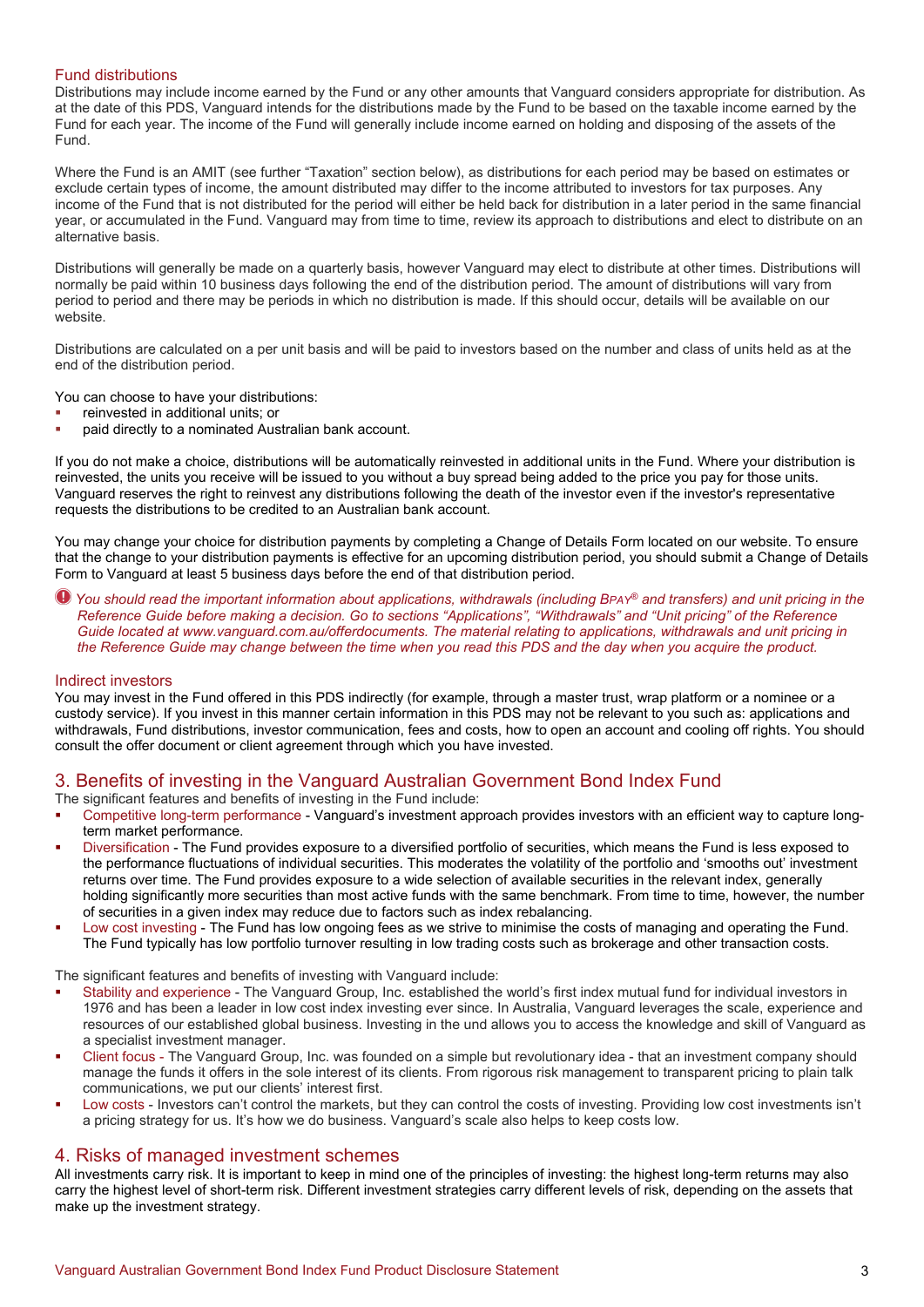### Fund distributions

Distributions may include income earned by the Fund or any other amounts that Vanguard considers appropriate for distribution. As at the date of this PDS, Vanguard intends for the distributions made by the Fund to be based on the taxable income earned by the Fund for each year. The income of the Fund will generally include income earned on holding and disposing of the assets of the Fund.

Where the Fund is an AMIT (see further "Taxation" section below), as distributions for each period may be based on estimates or exclude certain types of income, the amount distributed may differ to the income attributed to investors for tax purposes. Any income of the Fund that is not distributed for the period will either be held back for distribution in a later period in the same financial year, or accumulated in the Fund. Vanguard may from time to time, review its approach to distributions and elect to distribute on an alternative basis.

Distributions will generally be made on a quarterly basis, however Vanguard may elect to distribute at other times. Distributions will normally be paid within 10 business days following the end of the distribution period. The amount of distributions will vary from period to period and there may be periods in which no distribution is made. If this should occur, details will be available on our website.

Distributions are calculated on a per unit basis and will be paid to investors based on the number and class of units held as at the end of the distribution period.

You can choose to have your distributions:

- reinvested in additional units; or
- paid directly to a nominated Australian bank account.

If you do not make a choice, distributions will be automatically reinvested in additional units in the Fund. Where your distribution is reinvested, the units you receive will be issued to you without a buy spread being added to the price you pay for those units. Vanguard reserves the right to reinvest any distributions following the death of the investor even if the investor's representative requests the distributions to be credited to an Australian bank account.

You may change your choice for distribution payments by completing a Change of Details Form located on our website. To ensure that the change to your distribution payments is effective for an upcoming distribution period, you should submit a Change of Details Form to Vanguard at least 5 business days before the end of that distribution period.

*You should read the important information about applications, withdrawals (including BPAY® and transfers) and unit pricing in the Reference Guide before making a decision. Go to sections "Applications", "Withdrawals" and "Unit pricing" of the Reference Guide located at www.vanguard.com.au/offerdocuments. The material relating to applications, withdrawals and unit pricing in the Reference Guide may change between the time when you read this PDS and the day when you acquire the product.*

### Indirect investors

You may invest in the Fund offered in this PDS indirectly (for example, through a master trust, wrap platform or a nominee or a custody service). If you invest in this manner certain information in this PDS may not be relevant to you such as: applications and withdrawals, Fund distributions, investor communication, fees and costs, how to open an account and cooling off rights. You should consult the offer document or client agreement through which you have invested.

## 3. Benefits of investing in the Vanguard Australian Government Bond Index Fund

The significant features and benefits of investing in the Fund include:

- Competitive long-term performance - Vanguard's investment approach provides investors with an efficient way to capture long-term market performance.
- Diversification - The Fund provides exposure to a diversified portfolio of securities, which means the Fund is less exposed to the performance fluctuations of individual securities. This moderates the volatility of the portfolio and 'smooths out' investment returns over time. The Fund provides exposure to a wide selection of available securities in the relevant index, generally holding significantly more securities than most active funds with the same benchmark. From time to time, however, the number of securities in a given index may reduce due to factors such as index rebalancing.
- Low cost investing - The Fund has low ongoing fees as we strive to minimise the costs of managing and operating the Fund. The Fund typically has low portfolio turnover resulting in low trading costs such as brokerage and other transaction costs.

The significant features and benefits of investing with Vanguard include:

- Stability and experience - The Vanguard Group, Inc. established the world's first index mutual fund for individual investors in 1976 and has been a leader in low cost index investing ever since. In Australia, Vanguard leverages the scale, experience and resources of our established global business. Investing in the und allows you to access the knowledge and skill of Vanguard as a specialist investment manager.
- Client focus - The Vanguard Group, Inc. was founded on a simple but revolutionary idea - that an investment company should manage the funds it offers in the sole interest of its clients. From rigorous risk management to transparent pricing to plain talk communications, we put our clients' interest first.
- Low costs - Investors can't control the markets, but they can control the costs of investing. Providing low cost investments isn't a pricing strategy for us. It's how we do business. Vanguard's scale also helps to keep costs low.

## 4. Risks of managed investment schemes

All investments carry risk. It is important to keep in mind one of the principles of investing: the highest long-term returns may also carry the highest level of short-term risk. Different investment strategies carry different levels of risk, depending on the assets that make up the investment strategy.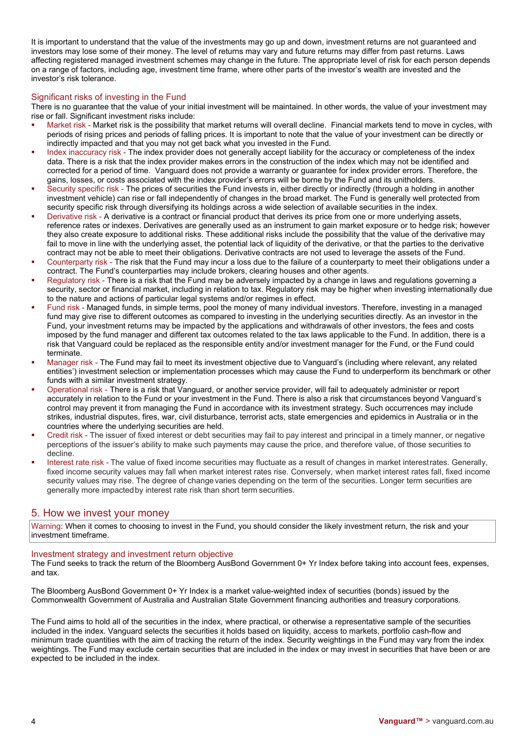It is important to understand that the value of the investments may go up and down, investment returns are not guaranteed and investors may lose some of their money. The level of returns may vary and future returns may differ from past returns. Laws affecting registered managed investment schemes may change in the future. The appropriate level of risk for each person depends on a range of factors, including age, investment time frame, where other parts of the investor's wealth are invested and the investor's risk tolerance.

### Significant risks of investing in the Fund

There is no guarantee that the value of your initial investment will be maintained. In other words, the value of your investment may rise or fall. Significant investment risks include:

- Market risk - Market risk is the possibility that market returns will overall decline. Financial markets tend to move in cycles, with periods of rising prices and periods of falling prices. It is important to note that the value of your investment can be directly or indirectly impacted and that you may not get back what you invested in the Fund.
- Index inaccuracy risk - The index provider does not generally accept liability for the accuracy or completeness of the index data. There is a risk that the index provider makes errors in the construction of the index which may not be identified and corrected for a period of time. Vanguard does not provide a warranty or guarantee for index provider errors. Therefore, the gains, losses, or costs associated with the index provider's errors will be borne by the Fund and its unitholders.
- Security specific risk - The prices of securities the Fund invests in, either directly or indirectly (through a holding in another investment vehicle) can rise or fall independently of changes in the broad market. The Fund is generally well protected from security specific risk through diversifying its holdings across a wide selection of available securities in the index.
- Derivative risk - A derivative is a contract or financial product that derives its price from one or more underlying assets, reference rates or indexes. Derivatives are generally used as an instrument to gain market exposure or to hedge risk; however they also create exposure to additional risks. These additional risks include the possibility that the value of the derivative may fail to move in line with the underlying asset, the potential lack of liquidity of the derivative, or that the parties to the derivative contract may not be able to meet their obligations. Derivative contracts are not used to leverage the assets of the Fund.
- Counterparty risk - The risk that the Fund may incur a loss due to the failure of a counterparty to meet their obligations under a contract. The Fund's counterparties may include brokers, clearing houses and other agents.
- Regulatory risk - There is a risk that the Fund may be adversely impacted by a change in laws and regulations governing a security, sector or financial market, including in relation to tax. Regulatory risk may be higher when investing internationally due to the nature and actions of particular legal systems and/or regimes in effect.
- Fund risk - Managed funds, in simple terms, pool the money of many individual investors. Therefore, investing in a managed fund may give rise to different outcomes as compared to investing in the underlying securities directly. As an investor in the Fund, your investment returns may be impacted by the applications and withdrawals of other investors, the fees and costs imposed by the fund manager and different tax outcomes related to the tax laws applicable to the Fund. In addition, there is a risk that Vanguard could be replaced as the responsible entity and/or investment manager for the Fund, or the Fund could terminate.
- Manager risk - The Fund may fail to meet its investment objective due to Vanguard's (including where relevant, any related entities') investment selection or implementation processes which may cause the Fund to underperform its benchmark or other funds with a similar investment strategy.
- Operational risk - There is a risk that Vanguard, or another service provider, will fail to adequately administer or report accurately in relation to the Fund or your investment in the Fund. There is also a risk that circumstances beyond Vanguard's control may prevent it from managing the Fund in accordance with its investment strategy. Such occurrences may include strikes, industrial disputes, fires, war, civil disturbance, terrorist acts, state emergencies and epidemics in Australia or in the countries where the underlying securities are held.
- Credit risk - The issuer of fixed interest or debt securities may fail to pay interest and principal in a timely manner, or negative perceptions of the issuer's ability to make such payments may cause the price, and therefore value, of those securities to decline.
- Interest rate risk - The value of fixed income securities may fluctuate as a result of changes in market interest rates. Generally, fixed income security values may fall when market interest rates rise. Conversely, when market interest rates fall, fixed income security values may rise. The degree of change varies depending on the term of the securities. Longer term securities are generally more impacted by interest rate risk than short term securities.

## 5. How we invest your money

Warning: When it comes to choosing to invest in the Fund, you should consider the likely investment return, the risk and your investment timeframe.

### Investment strategy and investment return objective

The Fund seeks to track the return of the Bloomberg AusBond Government 0+ Yr Index before taking into account fees, expenses, and tax.

The Bloomberg AusBond Government 0+ Yr Index is a market value-weighted index of securities (bonds) issued by the Commonwealth Government of Australia and Australian State Government financing authorities and treasury corporations.

The Fund aims to hold all of the securities in the index, where practical, or otherwise a representative sample of the securities included in the index. Vanguard selects the securities it holds based on liquidity, access to markets, portfolio cash-flow and minimum trade quantities with the aim of tracking the return of the index. Security weightings in the Fund may vary from the index weightings. The Fund may exclude certain securities that are included in the index or may invest in securities that have been or are expected to be included in the index.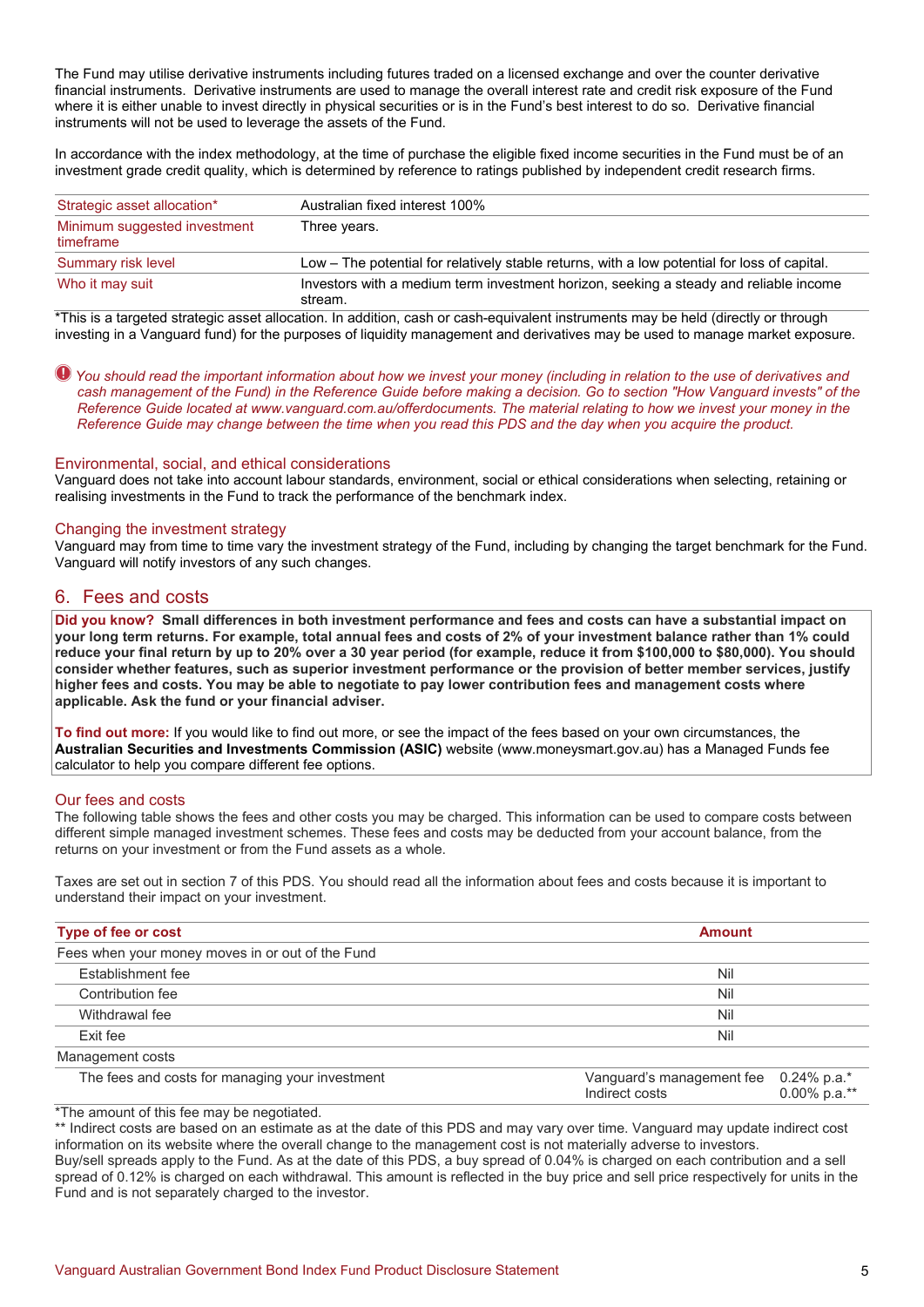The Fund may utilise derivative instruments including futures traded on a licensed exchange and over the counter derivative financial instruments. Derivative instruments are used to manage the overall interest rate and credit risk exposure of the Fund where it is either unable to invest directly in physical securities or is in the Fund's best interest to do so. Derivative financial instruments will not be used to leverage the assets of the Fund.

In accordance with the index methodology, at the time of purchase the eligible fixed income securities in the Fund must be of an investment grade credit quality, which is determined by reference to ratings published by independent credit research firms.

| | |
|---|---|
| Strategic asset allocation* | Australian fixed interest 100% |
| Minimum suggested investment timeframe | Three years. |
| Summary risk level | Low – The potential for relatively stable returns, with a low potential for loss of capital. |
| Who it may suit | Investors with a medium term investment horizon, seeking a steady and reliable income stream. |

*This is a targeted strategic asset allocation. In addition, cash or cash-equivalent instruments may be held (directly or through investing in a Vanguard fund) for the purposes of liquidity management and derivatives may be used to manage market exposure.

*You should read the important information about how we invest your money (including in relation to the use of derivatives and cash management of the Fund) in the Reference Guide before making a decision. Go to section "How Vanguard invests" of the Reference Guide located at www.vanguard.com.au/offerdocuments. The material relating to how we invest your money in the Reference Guide may change between the time when you read this PDS and the day when you acquire the product.*

### Environmental, social, and ethical considerations

Vanguard does not take into account labour standards, environment, social or ethical considerations when selecting, retaining or realising investments in the Fund to track the performance of the benchmark index.

### Changing the investment strategy

Vanguard may from time to time vary the investment strategy of the Fund, including by changing the target benchmark for the Fund. Vanguard will notify investors of any such changes.

## 6. Fees and costs

**Did you know? Small differences in both investment performance and fees and costs can have a substantial impact on your long term returns. For example, total annual fees and costs of 2% of your investment balance rather than 1% could reduce your final return by up to 20% over a 30 year period (for example, reduce it from $100,000 to $80,000). You should consider whether features, such as superior investment performance or the provision of better member services, justify higher fees and costs. You may be able to negotiate to pay lower contribution fees and management costs where applicable. Ask the fund or your financial adviser.**

**To find out more:** If you would like to find out more, or see the impact of the fees based on your own circumstances, the **Australian Securities and Investments Commission (ASIC)** website (www.moneysmart.gov.au) has a Managed Funds fee calculator to help you compare different fee options.

### Our fees and costs

The following table shows the fees and other costs you may be charged. This information can be used to compare costs between different simple managed investment schemes. These fees and costs may be deducted from your account balance, from the returns on your investment or from the Fund assets as a whole.

Taxes are set out in section 7 of this PDS. You should read all the information about fees and costs because it is important to understand their impact on your investment.

| Type of fee or cost | Amount | |
|---|---|---|
| Fees when your money moves in or out of the Fund | | |
| Establishment fee | Nil | |
| Contribution fee | Nil | |
| Withdrawal fee | Nil | |
| Exit fee | Nil | |
| Management costs | | |
| The fees and costs for managing your investment | Vanguard's management fee<br>Indirect costs | 0.24% p.a.*<br>0.00% p.a.** |

*The amount of this fee may be negotiated.
** Indirect costs are based on an estimate as at the date of this PDS and may vary over time. Vanguard may update indirect cost information on its website where the overall change to the management cost is not materially adverse to investors.
Buy/sell spreads apply to the Fund. As at the date of this PDS, a buy spread of 0.04% is charged on each contribution and a sell spread of 0.12% is charged on each withdrawal. This amount is reflected in the buy price and sell price respectively for units in the Fund and is not separately charged to the investor.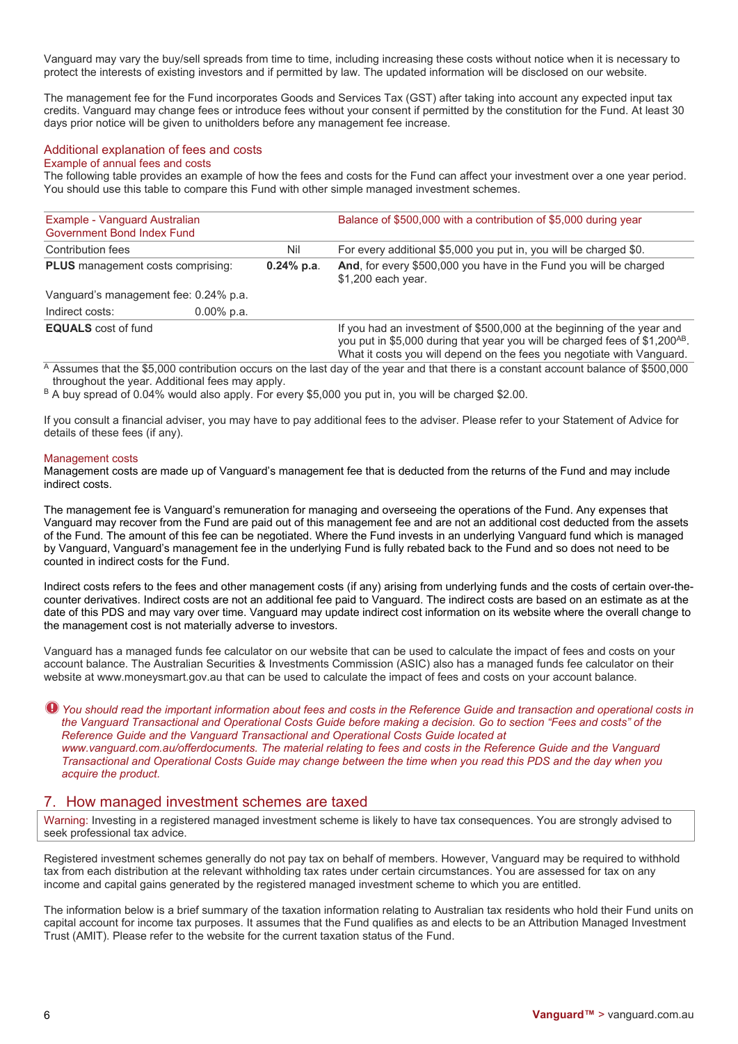Vanguard may vary the buy/sell spreads from time to time, including increasing these costs without notice when it is necessary to protect the interests of existing investors and if permitted by law. The updated information will be disclosed on our website.

The management fee for the Fund incorporates Goods and Services Tax (GST) after taking into account any expected input tax credits. Vanguard may change fees or introduce fees without your consent if permitted by the constitution for the Fund. At least 30 days prior notice will be given to unitholders before any management fee increase.

## Additional explanation of fees and costs

### Example of annual fees and costs

The following table provides an example of how the fees and costs for the Fund can affect your investment over a one year period. You should use this table to compare this Fund with other simple managed investment schemes.

| Example - Vanguard Australian Government Bond Index Fund | | | Balance of $500,000 with a contribution of $5,000 during year |
|---|---|---|---|
| Contribution fees | | Nil | For every additional $5,000 you put in, you will be charged $0. |
| **PLUS** management costs comprising: | | **0.24% p.a**. | **And**, for every $500,000 you have in the Fund you will be charged $1,200 each year. |
| Vanguard's management fee: 0.24% p.a. | | | |
| Indirect costs: | 0.00% p.a. | | |
| **EQUALS** cost of fund | | | If you had an investment of $500,000 at the beginning of the year and you put in $5,000 during that year you will be charged fees of $1,200[AB]. What it costs you will depend on the fees you negotiate with Vanguard. |

[A] Assumes that the $5,000 contribution occurs on the last day of the year and that there is a constant account balance of $500,000 throughout the year. Additional fees may apply.

[B] A buy spread of 0.04% would also apply. For every $5,000 you put in, you will be charged $2.00.

If you consult a financial adviser, you may have to pay additional fees to the adviser. Please refer to your Statement of Advice for details of these fees (if any).

### Management costs

Management costs are made up of Vanguard's management fee that is deducted from the returns of the Fund and may include indirect costs.

The management fee is Vanguard's remuneration for managing and overseeing the operations of the Fund. Any expenses that Vanguard may recover from the Fund are paid out of this management fee and are not an additional cost deducted from the assets of the Fund. The amount of this fee can be negotiated. Where the Fund invests in an underlying Vanguard fund which is managed by Vanguard, Vanguard's management fee in the underlying Fund is fully rebated back to the Fund and so does not need to be counted in indirect costs for the Fund.

Indirect costs refers to the fees and other management costs (if any) arising from underlying funds and the costs of certain over-the-counter derivatives. Indirect costs are not an additional fee paid to Vanguard. The indirect costs are based on an estimate as at the date of this PDS and may vary over time. Vanguard may update indirect cost information on its website where the overall change to the management cost is not materially adverse to investors.

Vanguard has a managed funds fee calculator on our website that can be used to calculate the impact of fees and costs on your account balance. The Australian Securities & Investments Commission (ASIC) also has a managed funds fee calculator on their website at www.moneysmart.gov.au that can be used to calculate the impact of fees and costs on your account balance.

*You should read the important information about fees and costs in the Reference Guide and transaction and operational costs in the Vanguard Transactional and Operational Costs Guide before making a decision. Go to section "Fees and costs" of the Reference Guide and the Vanguard Transactional and Operational Costs Guide located at www.vanguard.com.au/offerdocuments. The material relating to fees and costs in the Reference Guide and the Vanguard Transactional and Operational Costs Guide may change between the time when you read this PDS and the day when you acquire the product.*

## 7. How managed investment schemes are taxed

Warning: Investing in a registered managed investment scheme is likely to have tax consequences. You are strongly advised to seek professional tax advice.

Registered investment schemes generally do not pay tax on behalf of members. However, Vanguard may be required to withhold tax from each distribution at the relevant withholding tax rates under certain circumstances. You are assessed for tax on any income and capital gains generated by the registered managed investment scheme to which you are entitled.

The information below is a brief summary of the taxation information relating to Australian tax residents who hold their Fund units on capital account for income tax purposes. It assumes that the Fund qualifies as and elects to be an Attribution Managed Investment Trust (AMIT). Please refer to the website for the current taxation status of the Fund.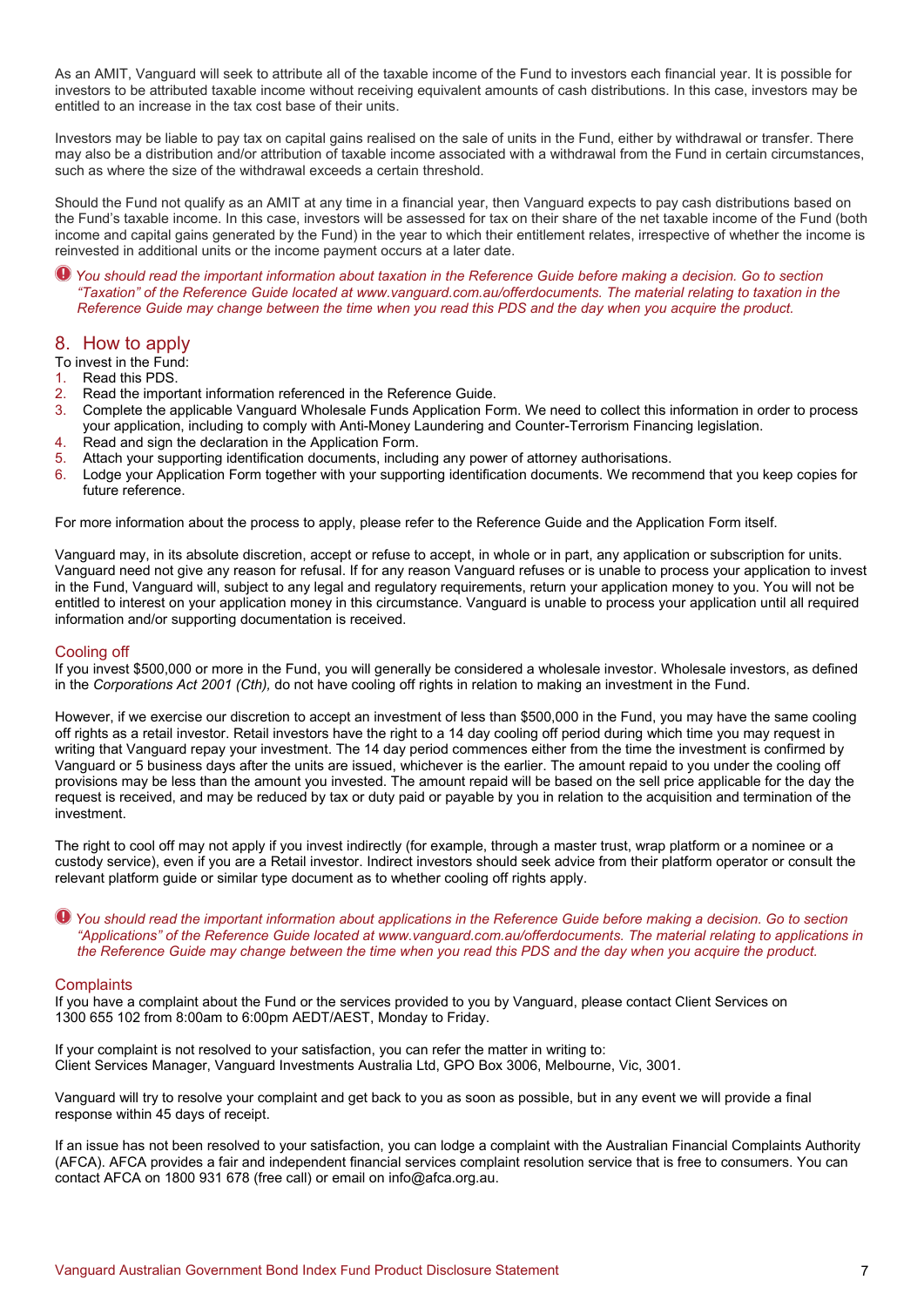As an AMIT, Vanguard will seek to attribute all of the taxable income of the Fund to investors each financial year. It is possible for investors to be attributed taxable income without receiving equivalent amounts of cash distributions. In this case, investors may be entitled to an increase in the tax cost base of their units.

Investors may be liable to pay tax on capital gains realised on the sale of units in the Fund, either by withdrawal or transfer. There may also be a distribution and/or attribution of taxable income associated with a withdrawal from the Fund in certain circumstances, such as where the size of the withdrawal exceeds a certain threshold.

Should the Fund not qualify as an AMIT at any time in a financial year, then Vanguard expects to pay cash distributions based on the Fund's taxable income. In this case, investors will be assessed for tax on their share of the net taxable income of the Fund (both income and capital gains generated by the Fund) in the year to which their entitlement relates, irrespective of whether the income is reinvested in additional units or the income payment occurs at a later date.

*You should read the important information about taxation in the Reference Guide before making a decision. Go to section "Taxation" of the Reference Guide located at www.vanguard.com.au/offerdocuments. The material relating to taxation in the Reference Guide may change between the time when you read this PDS and the day when you acquire the product.*

## 8. How to apply

To invest in the Fund:

1. Read this PDS.
2. Read the important information referenced in the Reference Guide.
3. Complete the applicable Vanguard Wholesale Funds Application Form. We need to collect this information in order to process your application, including to comply with Anti-Money Laundering and Counter-Terrorism Financing legislation.
4. Read and sign the declaration in the Application Form.
5. Attach your supporting identification documents, including any power of attorney authorisations.
6. Lodge your Application Form together with your supporting identification documents. We recommend that you keep copies for future reference.

For more information about the process to apply, please refer to the Reference Guide and the Application Form itself.

Vanguard may, in its absolute discretion, accept or refuse to accept, in whole or in part, any application or subscription for units. Vanguard need not give any reason for refusal. If for any reason Vanguard refuses or is unable to process your application to invest in the Fund, Vanguard will, subject to any legal and regulatory requirements, return your application money to you. You will not be entitled to interest on your application money in this circumstance. Vanguard is unable to process your application until all required information and/or supporting documentation is received.

### Cooling off

If you invest $500,000 or more in the Fund, you will generally be considered a wholesale investor. Wholesale investors, as defined in the *Corporations Act 2001 (Cth)*, do not have cooling off rights in relation to making an investment in the Fund.

However, if we exercise our discretion to accept an investment of less than $500,000 in the Fund, you may have the same cooling off rights as a retail investor. Retail investors have the right to a 14 day cooling off period during which time you may request in writing that Vanguard repay your investment. The 14 day period commences either from the time the investment is confirmed by Vanguard or 5 business days after the units are issued, whichever is the earlier. The amount repaid to you under the cooling off provisions may be less than the amount you invested. The amount repaid will be based on the sell price applicable for the day the request is received, and may be reduced by tax or duty paid or payable by you in relation to the acquisition and termination of the investment.

The right to cool off may not apply if you invest indirectly (for example, through a master trust, wrap platform or a nominee or a custody service), even if you are a Retail investor. Indirect investors should seek advice from their platform operator or consult the relevant platform guide or similar type document as to whether cooling off rights apply.

*You should read the important information about applications in the Reference Guide before making a decision. Go to section "Applications" of the Reference Guide located at www.vanguard.com.au/offerdocuments. The material relating to applications in the Reference Guide may change between the time when you read this PDS and the day when you acquire the product.*

### Complaints

If you have a complaint about the Fund or the services provided to you by Vanguard, please contact Client Services on 1300 655 102 from 8:00am to 6:00pm AEDT/AEST, Monday to Friday.

If your complaint is not resolved to your satisfaction, you can refer the matter in writing to:
Client Services Manager, Vanguard Investments Australia Ltd, GPO Box 3006, Melbourne, Vic, 3001.

Vanguard will try to resolve your complaint and get back to you as soon as possible, but in any event we will provide a final response within 45 days of receipt.

If an issue has not been resolved to your satisfaction, you can lodge a complaint with the Australian Financial Complaints Authority (AFCA). AFCA provides a fair and independent financial services complaint resolution service that is free to consumers. You can contact AFCA on 1800 931 678 (free call) or email on info@afca.org.au.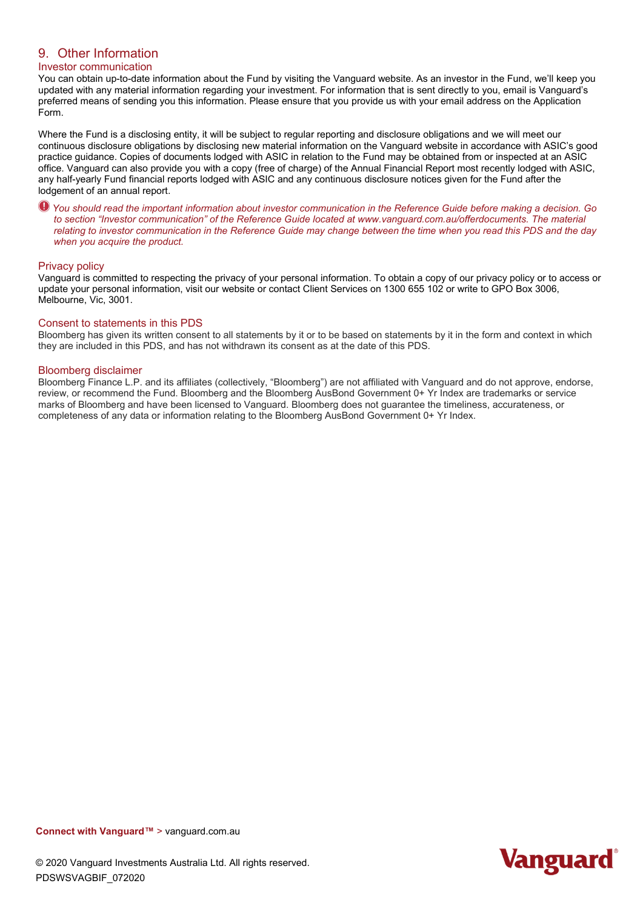## 9. Other Information

### Investor communication

You can obtain up-to-date information about the Fund by visiting the Vanguard website. As an investor in the Fund, we'll keep you updated with any material information regarding your investment. For information that is sent directly to you, email is Vanguard's preferred means of sending you this information. Please ensure that you provide us with your email address on the Application Form.

Where the Fund is a disclosing entity, it will be subject to regular reporting and disclosure obligations and we will meet our continuous disclosure obligations by disclosing new material information on the Vanguard website in accordance with ASIC's good practice guidance. Copies of documents lodged with ASIC in relation to the Fund may be obtained from or inspected at an ASIC office. Vanguard can also provide you with a copy (free of charge) of the Annual Financial Report most recently lodged with ASIC, any half-yearly Fund financial reports lodged with ASIC and any continuous disclosure notices given for the Fund after the lodgement of an annual report.

*You should read the important information about investor communication in the Reference Guide before making a decision. Go to section "Investor communication" of the Reference Guide located at www.vanguard.com.au/offerdocuments. The material relating to investor communication in the Reference Guide may change between the time when you read this PDS and the day when you acquire the product.*

### Privacy policy

Vanguard is committed to respecting the privacy of your personal information. To obtain a copy of our privacy policy or to access or update your personal information, visit our website or contact Client Services on 1300 655 102 or write to GPO Box 3006, Melbourne, Vic, 3001.

### Consent to statements in this PDS

Bloomberg has given its written consent to all statements by it or to be based on statements by it in the form and context in which they are included in this PDS, and has not withdrawn its consent as at the date of this PDS.

### Bloomberg disclaimer

Bloomberg Finance L.P. and its affiliates (collectively, "Bloomberg") are not affiliated with Vanguard and do not approve, endorse, review, or recommend the Fund. Bloomberg and the Bloomberg AusBond Government 0+ Yr Index are trademarks or service marks of Bloomberg and have been licensed to Vanguard. Bloomberg does not guarantee the timeliness, accurateness, or completeness of any data or information relating to the Bloomberg AusBond Government 0+ Yr Index.

**Connect with Vanguard™** > vanguard.com.au

© 2020 Vanguard Investments Australia Ltd. All rights reserved.
PDSWSVAGBIF_072020